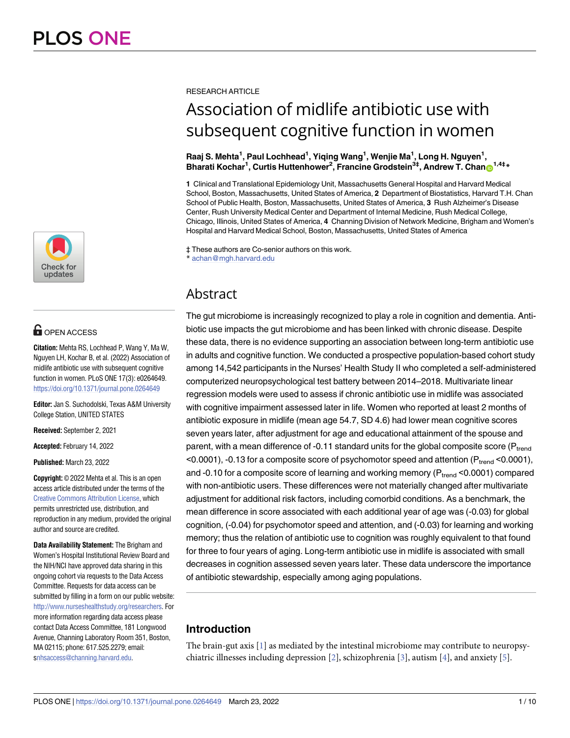RESEARCH ARTICLE

# Association of midlife antibiotic use with subsequent cognitive function in women

**Raaj S. Mehta[1], Paul Lochhead[1], Yiqing Wang[1], Wenjie Ma[1], Long H. Nguyen[1], Bharati Kochar[1], Curtis Huttenhower[2], Francine Grodstein[3‡], Andrew T. Chan[1,4‡*]**

**1** Clinical and Translational Epidemiology Unit, Massachusetts General Hospital and Harvard Medical School, Boston, Massachusetts, United States of America, **2** Department of Biostatistics, Harvard T.H. Chan School of Public Health, Boston, Massachusetts, United States of America, **3** Rush Alzheimer's Disease Center, Rush University Medical Center and Department of Internal Medicine, Rush Medical College, Chicago, Illinois, United States of America, **4** Channing Division of Network Medicine, Brigham and Women's Hospital and Harvard Medical School, Boston, Massachusetts, United States of America

‡ These authors are Co-senior authors on this work.
* achan@mgh.harvard.edu

OPEN ACCESS

**Citation:** Mehta RS, Lochhead P, Wang Y, Ma W, Nguyen LH, Kochar B, et al. (2022) Association of midlife antibiotic use with subsequent cognitive function in women. PLoS ONE 17(3): e0264649. https://doi.org/10.1371/journal.pone.0264649

**Editor:** Jan S. Suchodolski, Texas A&M University College Station, UNITED STATES

**Received:** September 2, 2021

**Accepted:** February 14, 2022

**Published:** March 23, 2022

**Copyright:** © 2022 Mehta et al. This is an open access article distributed under the terms of the Creative Commons Attribution License, which permits unrestricted use, distribution, and reproduction in any medium, provided the original author and source are credited.

**Data Availability Statement:** The Brigham and Women's Hospital Institutional Review Board and the NIH/NCI have approved data sharing in this ongoing cohort via requests to the Data Access Committee. Requests for data access can be submitted by filling in a form on our public website: http://www.nurseshealthstudy.org/researchers. For more information regarding data access please contact Data Access Committee, 181 Longwood Avenue, Channing Laboratory Room 351, Boston, MA 02115; phone: 617.525.2279; email: snhsaccess@channing.harvard.edu.

## Abstract

The gut microbiome is increasingly recognized to play a role in cognition and dementia. Antibiotic use impacts the gut microbiome and has been linked with chronic disease. Despite these data, there is no evidence supporting an association between long-term antibiotic use in adults and cognitive function. We conducted a prospective population-based cohort study among 14,542 participants in the Nurses' Health Study II who completed a self-administered computerized neuropsychological test battery between 2014–2018. Multivariate linear regression models were used to assess if chronic antibiotic use in midlife was associated with cognitive impairment assessed later in life. Women who reported at least 2 months of antibiotic exposure in midlife (mean age 54.7, SD 4.6) had lower mean cognitive scores seven years later, after adjustment for age and educational attainment of the spouse and parent, with a mean difference of -0.11 standard units for the global composite score ($P_{trend}$ <0.0001), -0.13 for a composite score of psychomotor speed and attention ($P_{trend}$ <0.0001), and -0.10 for a composite score of learning and working memory ($P_{trend}$ <0.0001) compared with non-antibiotic users. These differences were not materially changed after multivariate adjustment for additional risk factors, including comorbid conditions. As a benchmark, the mean difference in score associated with each additional year of age was (-0.03) for global cognition, (-0.04) for psychomotor speed and attention, and (-0.03) for learning and working memory; thus the relation of antibiotic use to cognition was roughly equivalent to that found for three to four years of aging. Long-term antibiotic use in midlife is associated with small decreases in cognition assessed seven years later. These data underscore the importance of antibiotic stewardship, especially among aging populations.

## Introduction

The brain-gut axis [1] as mediated by the intestinal microbiome may contribute to neuropsychiatric illnesses including depression [2], schizophrenia [3], autism [4], and anxiety [5].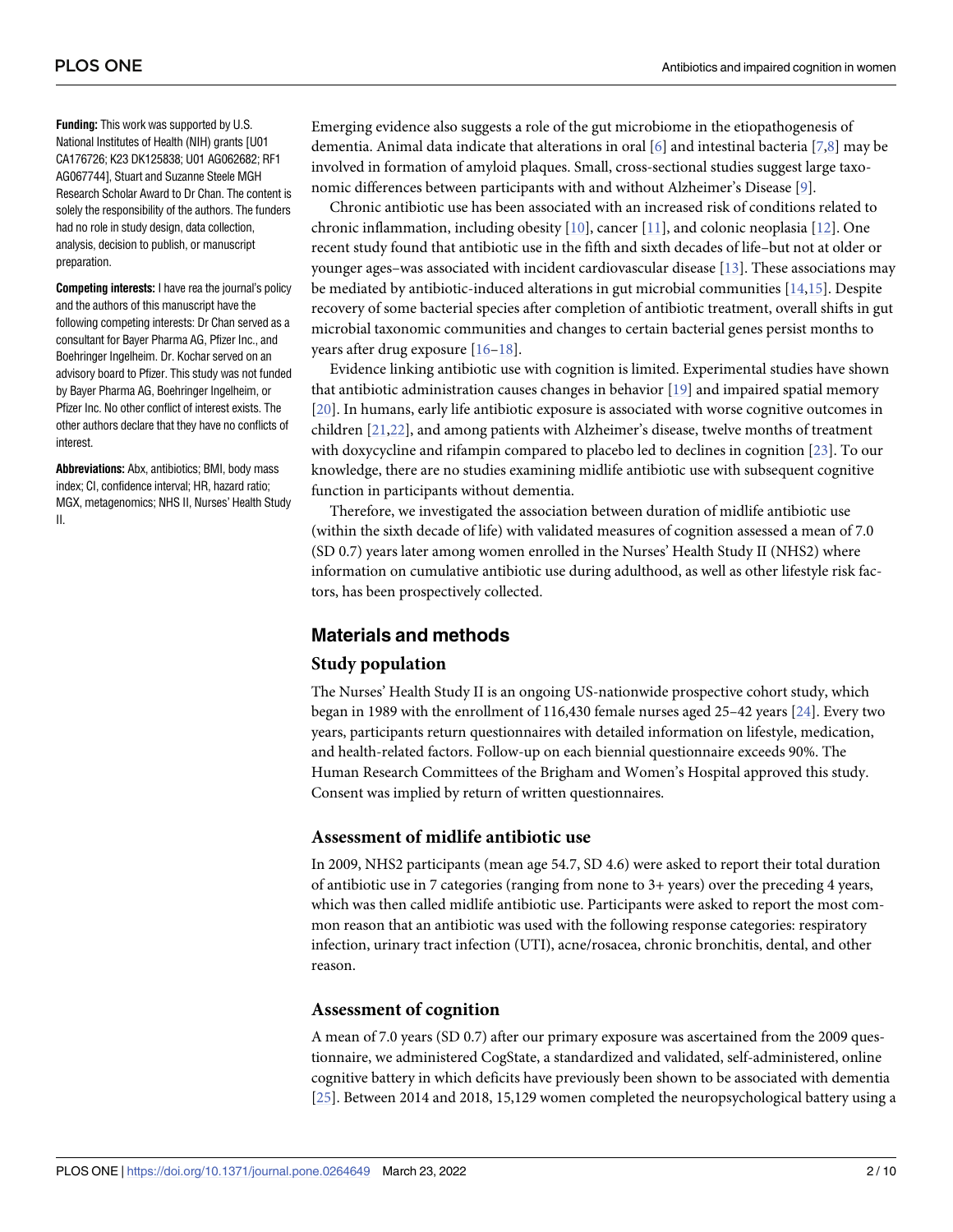**Funding:** This work was supported by U.S. National Institutes of Health (NIH) grants [U01 CA176726; K23 DK125838; U01 AG062682; RF1 AG067744], Stuart and Suzanne Steele MGH Research Scholar Award to Dr Chan. The content is solely the responsibility of the authors. The funders had no role in study design, data collection, analysis, decision to publish, or manuscript preparation.

**Competing interests:** I have rea the journal's policy and the authors of this manuscript have the following competing interests: Dr Chan served as a consultant for Bayer Pharma AG, Pfizer Inc., and Boehringer Ingelheim. Dr. Kochar served on an advisory board to Pfizer. This study was not funded by Bayer Pharma AG, Boehringer Ingelheim, or Pfizer Inc. No other conflict of interest exists. The other authors declare that they have no conflicts of interest.

**Abbreviations:** Abx, antibiotics; BMI, body mass index; CI, confidence interval; HR, hazard ratio; MGX, metagenomics; NHS II, Nurses' Health Study II.

Emerging evidence also suggests a role of the gut microbiome in the etiopathogenesis of dementia. Animal data indicate that alterations in oral [6] and intestinal bacteria [7,8] may be involved in formation of amyloid plaques. Small, cross-sectional studies suggest large taxonomic differences between participants with and without Alzheimer's Disease [9].

Chronic antibiotic use has been associated with an increased risk of conditions related to chronic inflammation, including obesity [10], cancer [11], and colonic neoplasia [12]. One recent study found that antibiotic use in the fifth and sixth decades of life–but not at older or younger ages–was associated with incident cardiovascular disease [13]. These associations may be mediated by antibiotic-induced alterations in gut microbial communities [14,15]. Despite recovery of some bacterial species after completion of antibiotic treatment, overall shifts in gut microbial taxonomic communities and changes to certain bacterial genes persist months to years after drug exposure [16–18].

Evidence linking antibiotic use with cognition is limited. Experimental studies have shown that antibiotic administration causes changes in behavior [19] and impaired spatial memory [20]. In humans, early life antibiotic exposure is associated with worse cognitive outcomes in children [21,22], and among patients with Alzheimer's disease, twelve months of treatment with doxycycline and rifampin compared to placebo led to declines in cognition [23]. To our knowledge, there are no studies examining midlife antibiotic use with subsequent cognitive function in participants without dementia.

Therefore, we investigated the association between duration of midlife antibiotic use (within the sixth decade of life) with validated measures of cognition assessed a mean of 7.0 (SD 0.7) years later among women enrolled in the Nurses' Health Study II (NHS2) where information on cumulative antibiotic use during adulthood, as well as other lifestyle risk factors, has been prospectively collected.

## Materials and methods

### Study population

The Nurses' Health Study II is an ongoing US-nationwide prospective cohort study, which began in 1989 with the enrollment of 116,430 female nurses aged 25–42 years [24]. Every two years, participants return questionnaires with detailed information on lifestyle, medication, and health-related factors. Follow-up on each biennial questionnaire exceeds 90%. The Human Research Committees of the Brigham and Women's Hospital approved this study. Consent was implied by return of written questionnaires.

### Assessment of midlife antibiotic use

In 2009, NHS2 participants (mean age 54.7, SD 4.6) were asked to report their total duration of antibiotic use in 7 categories (ranging from none to 3+ years) over the preceding 4 years, which was then called midlife antibiotic use. Participants were asked to report the most common reason that an antibiotic was used with the following response categories: respiratory infection, urinary tract infection (UTI), acne/rosacea, chronic bronchitis, dental, and other reason.

### Assessment of cognition

A mean of 7.0 years (SD 0.7) after our primary exposure was ascertained from the 2009 questionnaire, we administered CogState, a standardized and validated, self-administered, online cognitive battery in which deficits have previously been shown to be associated with dementia [25]. Between 2014 and 2018, 15,129 women completed the neuropsychological battery using a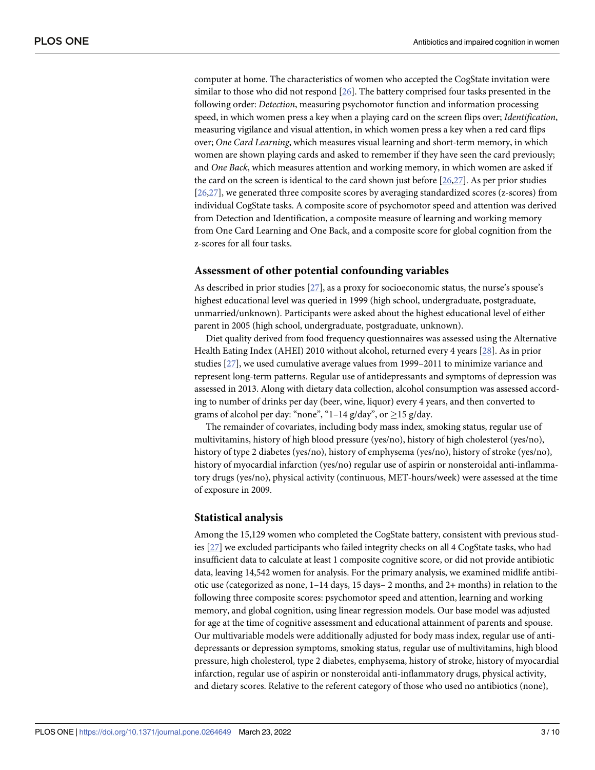computer at home. The characteristics of women who accepted the CogState invitation were similar to those who did not respond [26]. The battery comprised four tasks presented in the following order: *Detection*, measuring psychomotor function and information processing speed, in which women press a key when a playing card on the screen flips over; *Identification*, measuring vigilance and visual attention, in which women press a key when a red card flips over; *One Card Learning*, which measures visual learning and short-term memory, in which women are shown playing cards and asked to remember if they have seen the card previously; and *One Back*, which measures attention and working memory, in which women are asked if the card on the screen is identical to the card shown just before [26,27]. As per prior studies [26,27], we generated three composite scores by averaging standardized scores (z-scores) from individual CogState tasks. A composite score of psychomotor speed and attention was derived from Detection and Identification, a composite measure of learning and working memory from One Card Learning and One Back, and a composite score for global cognition from the z-scores for all four tasks.

## Assessment of other potential confounding variables

As described in prior studies [27], as a proxy for socioeconomic status, the nurse's spouse's highest educational level was queried in 1999 (high school, undergraduate, postgraduate, unmarried/unknown). Participants were asked about the highest educational level of either parent in 2005 (high school, undergraduate, postgraduate, unknown).

Diet quality derived from food frequency questionnaires was assessed using the Alternative Health Eating Index (AHEI) 2010 without alcohol, returned every 4 years [28]. As in prior studies [27], we used cumulative average values from 1999–2011 to minimize variance and represent long-term patterns. Regular use of antidepressants and symptoms of depression was assessed in 2013. Along with dietary data collection, alcohol consumption was assessed according to number of drinks per day (beer, wine, liquor) every 4 years, and then converted to grams of alcohol per day: "none", "1–14 g/day", or $\geq$15 g/day.

The remainder of covariates, including body mass index, smoking status, regular use of multivitamins, history of high blood pressure (yes/no), history of high cholesterol (yes/no), history of type 2 diabetes (yes/no), history of emphysema (yes/no), history of stroke (yes/no), history of myocardial infarction (yes/no) regular use of aspirin or nonsteroidal anti-inflammatory drugs (yes/no), physical activity (continuous, MET-hours/week) were assessed at the time of exposure in 2009.

## Statistical analysis

Among the 15,129 women who completed the CogState battery, consistent with previous studies [27] we excluded participants who failed integrity checks on all 4 CogState tasks, who had insufficient data to calculate at least 1 composite cognitive score, or did not provide antibiotic data, leaving 14,542 women for analysis. For the primary analysis, we examined midlife antibiotic use (categorized as none, 1–14 days, 15 days– 2 months, and 2+ months) in relation to the following three composite scores: psychomotor speed and attention, learning and working memory, and global cognition, using linear regression models. Our base model was adjusted for age at the time of cognitive assessment and educational attainment of parents and spouse. Our multivariable models were additionally adjusted for body mass index, regular use of antidepressants or depression symptoms, smoking status, regular use of multivitamins, high blood pressure, high cholesterol, type 2 diabetes, emphysema, history of stroke, history of myocardial infarction, regular use of aspirin or nonsteroidal anti-inflammatory drugs, physical activity, and dietary scores. Relative to the referent category of those who used no antibiotics (none),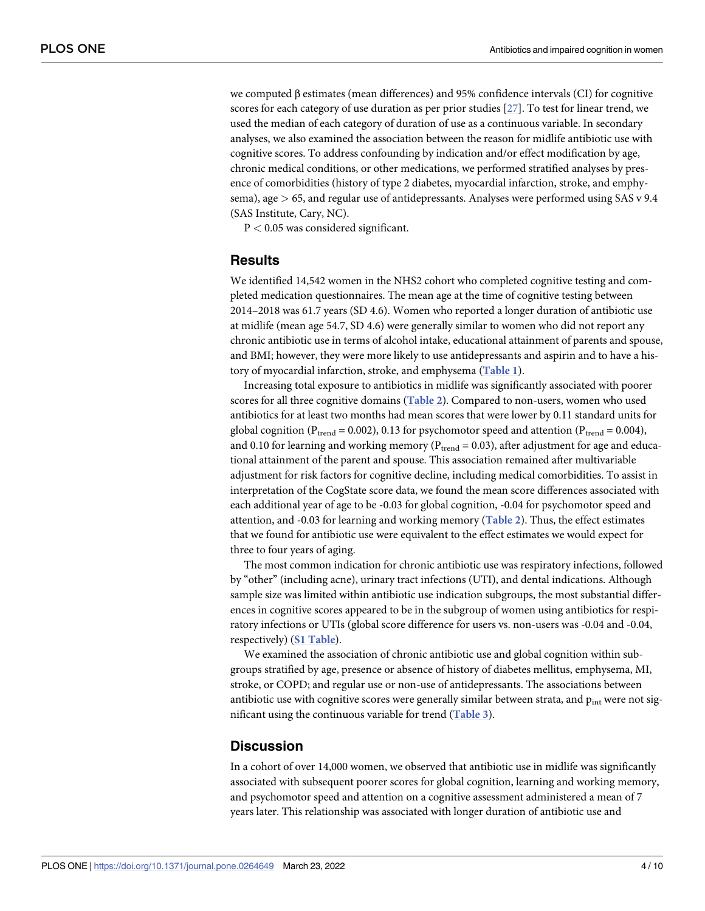we computed β estimates (mean differences) and 95% confidence intervals (CI) for cognitive scores for each category of use duration as per prior studies [27]. To test for linear trend, we used the median of each category of duration of use as a continuous variable. In secondary analyses, we also examined the association between the reason for midlife antibiotic use with cognitive scores. To address confounding by indication and/or effect modification by age, chronic medical conditions, or other medications, we performed stratified analyses by presence of comorbidities (history of type 2 diabetes, myocardial infarction, stroke, and emphysema), age > 65, and regular use of antidepressants. Analyses were performed using SAS v 9.4 (SAS Institute, Cary, NC).

$P < 0.05$ was considered significant.

## Results

We identified 14,542 women in the NHS2 cohort who completed cognitive testing and completed medication questionnaires. The mean age at the time of cognitive testing between 2014–2018 was 61.7 years (SD 4.6). Women who reported a longer duration of antibiotic use at midlife (mean age 54.7, SD 4.6) were generally similar to women who did not report any chronic antibiotic use in terms of alcohol intake, educational attainment of parents and spouse, and BMI; however, they were more likely to use antidepressants and aspirin and to have a history of myocardial infarction, stroke, and emphysema (**Table 1**).

Increasing total exposure to antibiotics in midlife was significantly associated with poorer scores for all three cognitive domains (**Table 2**). Compared to non-users, women who used antibiotics for at least two months had mean scores that were lower by 0.11 standard units for global cognition ($P_{trend} = 0.002$), 0.13 for psychomotor speed and attention ($P_{trend} = 0.004$), and 0.10 for learning and working memory ($P_{trend} = 0.03$), after adjustment for age and educational attainment of the parent and spouse. This association remained after multivariable adjustment for risk factors for cognitive decline, including medical comorbidities. To assist in interpretation of the CogState score data, we found the mean score differences associated with each additional year of age to be -0.03 for global cognition, -0.04 for psychomotor speed and attention, and -0.03 for learning and working memory (**Table 2**). Thus, the effect estimates that we found for antibiotic use were equivalent to the effect estimates we would expect for three to four years of aging.

The most common indication for chronic antibiotic use was respiratory infections, followed by "other" (including acne), urinary tract infections (UTI), and dental indications. Although sample size was limited within antibiotic use indication subgroups, the most substantial differences in cognitive scores appeared to be in the subgroup of women using antibiotics for respiratory infections or UTIs (global score difference for users vs. non-users was -0.04 and -0.04, respectively) (**S1 Table**).

We examined the association of chronic antibiotic use and global cognition within subgroups stratified by age, presence or absence of history of diabetes mellitus, emphysema, MI, stroke, or COPD; and regular use or non-use of antidepressants. The associations between antibiotic use with cognitive scores were generally similar between strata, and $p_{int}$ were not significant using the continuous variable for trend (**Table 3**).

## Discussion

In a cohort of over 14,000 women, we observed that antibiotic use in midlife was significantly associated with subsequent poorer scores for global cognition, learning and working memory, and psychomotor speed and attention on a cognitive assessment administered a mean of 7 years later. This relationship was associated with longer duration of antibiotic use and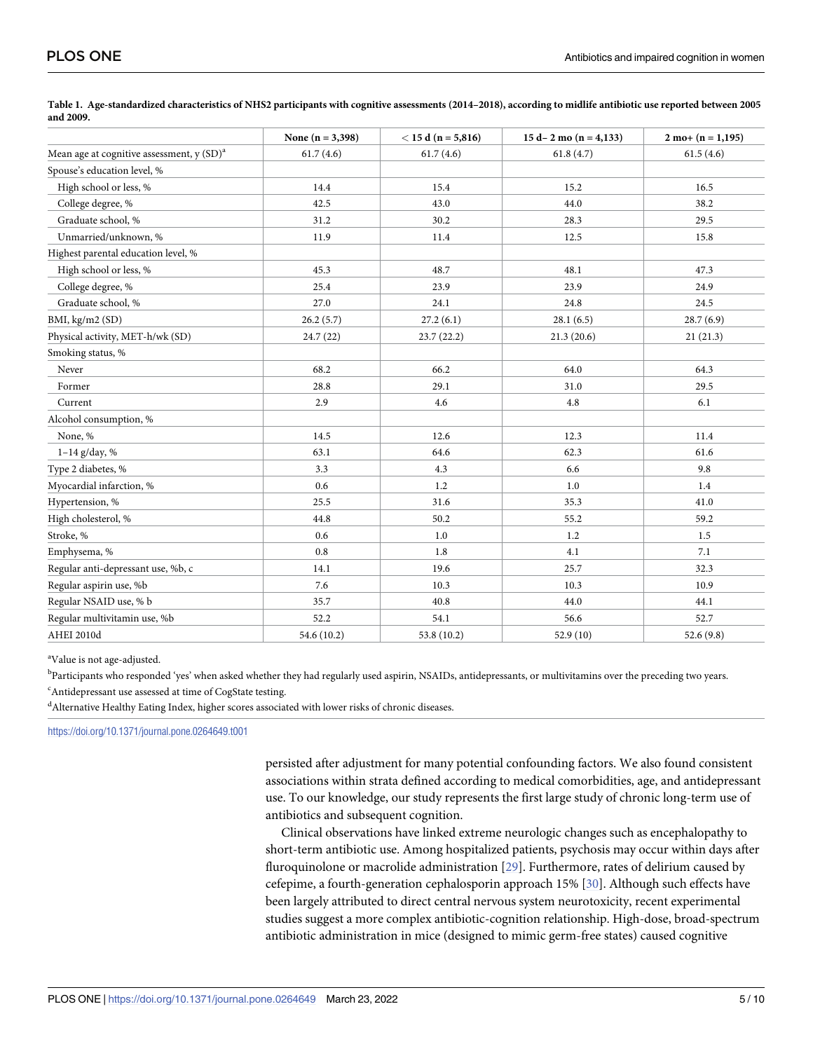**Table 1. Age-standardized characteristics of NHS2 participants with cognitive assessments (2014–2018), according to midlife antibiotic use reported between 2005 and 2009.**

| | None (n = 3,398) | < 15 d (n = 5,816) | 15 d– 2 mo (n = 4,133) | 2 mo+ (n = 1,195) |
|---|---|---|---|---|
| Mean age at cognitive assessment, y (SD)[a] | 61.7 (4.6) | 61.7 (4.6) | 61.8 (4.7) | 61.5 (4.6) |
| Spouse's education level, % | | | | |
| High school or less, % | 14.4 | 15.4 | 15.2 | 16.5 |
| College degree, % | 42.5 | 43.0 | 44.0 | 38.2 |
| Graduate school, % | 31.2 | 30.2 | 28.3 | 29.5 |
| Unmarried/unknown, % | 11.9 | 11.4 | 12.5 | 15.8 |
| Highest parental education level, % | | | | |
| High school or less, % | 45.3 | 48.7 | 48.1 | 47.3 |
| College degree, % | 25.4 | 23.9 | 23.9 | 24.9 |
| Graduate school, % | 27.0 | 24.1 | 24.8 | 24.5 |
| BMI, kg/m2 (SD) | 26.2 (5.7) | 27.2 (6.1) | 28.1 (6.5) | 28.7 (6.9) |
| Physical activity, MET-h/wk (SD) | 24.7 (22) | 23.7 (22.2) | 21.3 (20.6) | 21 (21.3) |
| Smoking status, % | | | | |
| Never | 68.2 | 66.2 | 64.0 | 64.3 |
| Former | 28.8 | 29.1 | 31.0 | 29.5 |
| Current | 2.9 | 4.6 | 4.8 | 6.1 |
| Alcohol consumption, % | | | | |
| None, % | 14.5 | 12.6 | 12.3 | 11.4 |
| 1–14 g/day, % | 63.1 | 64.6 | 62.3 | 61.6 |
| Type 2 diabetes, % | 3.3 | 4.3 | 6.6 | 9.8 |
| Myocardial infarction, % | 0.6 | 1.2 | 1.0 | 1.4 |
| Hypertension, % | 25.5 | 31.6 | 35.3 | 41.0 |
| High cholesterol, % | 44.8 | 50.2 | 55.2 | 59.2 |
| Stroke, % | 0.6 | 1.0 | 1.2 | 1.5 |
| Emphysema, % | 0.8 | 1.8 | 4.1 | 7.1 |
| Regular anti-depressant use, %b, c | 14.1 | 19.6 | 25.7 | 32.3 |
| Regular aspirin use, %b | 7.6 | 10.3 | 10.3 | 10.9 |
| Regular NSAID use, % b | 35.7 | 40.8 | 44.0 | 44.1 |
| Regular multivitamin use, %b | 52.2 | 54.1 | 56.6 | 52.7 |
| AHEI 2010d | 54.6 (10.2) | 53.8 (10.2) | 52.9 (10) | 52.6 (9.8) |

[a]Value is not age-adjusted.

[b]Participants who responded 'yes' when asked whether they had regularly used aspirin, NSAIDs, antidepressants, or multivitamins over the preceding two years.

[c]Antidepressant use assessed at time of CogState testing.

[d]Alternative Healthy Eating Index, higher scores associated with lower risks of chronic diseases.

https://doi.org/10.1371/journal.pone.0264649.t001

persisted after adjustment for many potential confounding factors. We also found consistent associations within strata defined according to medical comorbidities, age, and antidepressant use. To our knowledge, our study represents the first large study of chronic long-term use of antibiotics and subsequent cognition.

Clinical observations have linked extreme neurologic changes such as encephalopathy to short-term antibiotic use. Among hospitalized patients, psychosis may occur within days after fluroquinolone or macrolide administration [29]. Furthermore, rates of delirium caused by cefepime, a fourth-generation cephalosporin approach 15% [30]. Although such effects have been largely attributed to direct central nervous system neurotoxicity, recent experimental studies suggest a more complex antibiotic-cognition relationship. High-dose, broad-spectrum antibiotic administration in mice (designed to mimic germ-free states) caused cognitive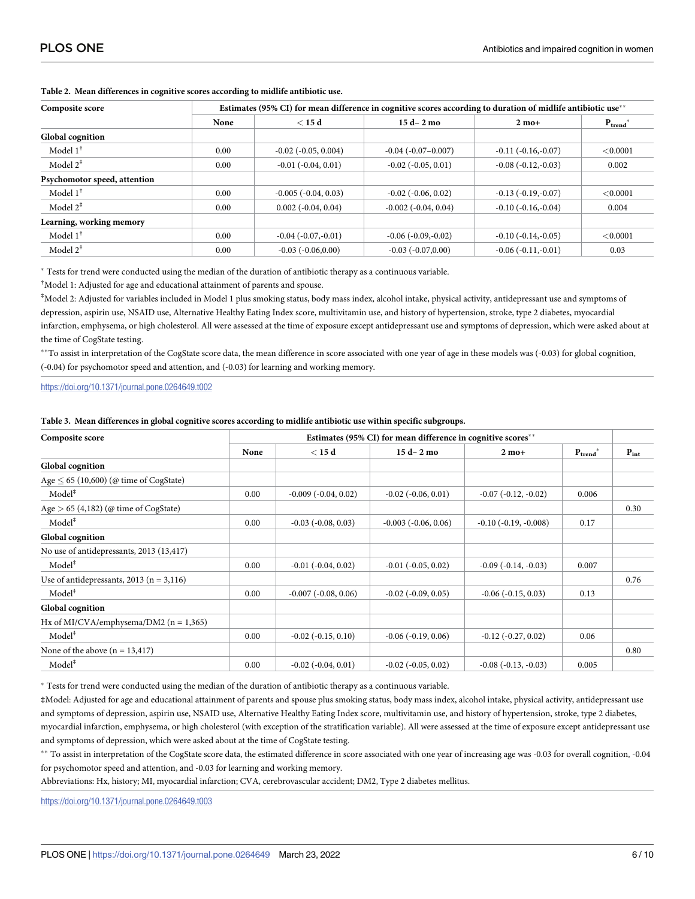**Table 2. Mean differences in cognitive scores according to midlife antibiotic use.**

| Composite score | Estimates (95% CI) for mean difference in cognitive scores according to duration of midlife antibiotic use** | | | | |
|---|---|---|---|---|---|
| | None | < 15 d | 15 d– 2 mo | 2 mo+ | $P_{trend}$* |
| **Global cognition** | | | | | |
| Model 1† | 0.00 | -0.02 (-0.05, 0.004) | -0.04 (-0.07–0.007) | -0.11 (-0.16,-0.07) | <0.0001 |
| Model 2‡ | 0.00 | -0.01 (-0.04, 0.01) | -0.02 (-0.05, 0.01) | -0.08 (-0.12,-0.03) | 0.002 |
| **Psychomotor speed, attention** | | | | | |
| Model 1† | 0.00 | -0.005 (-0.04, 0.03) | -0.02 (-0.06, 0.02) | -0.13 (-0.19,-0.07) | <0.0001 |
| Model 2‡ | 0.00 | 0.002 (-0.04, 0.04) | -0.002 (-0.04, 0.04) | -0.10 (-0.16,-0.04) | 0.004 |
| **Learning, working memory** | | | | | |
| Model 1† | 0.00 | -0.04 (-0.07,-0.01) | -0.06 (-0.09,-0.02) | -0.10 (-0.14,-0.05) | <0.0001 |
| Model 2‡ | 0.00 | -0.03 (-0.06,0.00) | -0.03 (-0.07,0.00) | -0.06 (-0.11,-0.01) | 0.03 |

* Tests for trend were conducted using the median of the duration of antibiotic therapy as a continuous variable.

†Model 1: Adjusted for age and educational attainment of parents and spouse.

‡Model 2: Adjusted for variables included in Model 1 plus smoking status, body mass index, alcohol intake, physical activity, antidepressant use and symptoms of depression, aspirin use, NSAID use, Alternative Healthy Eating Index score, multivitamin use, and history of hypertension, stroke, type 2 diabetes, myocardial infarction, emphysema, or high cholesterol. All were assessed at the time of exposure except antidepressant use and symptoms of depression, which were asked about at the time of CogState testing.

**To assist in interpretation of the CogState score data, the mean difference in score associated with one year of age in these models was (-0.03) for global cognition, (-0.04) for psychomotor speed and attention, and (-0.03) for learning and working memory.

https://doi.org/10.1371/journal.pone.0264649.t002

**Table 3. Mean differences in global cognitive scores according to midlife antibiotic use within specific subgroups.**

| Composite score | Estimates (95% CI) for mean difference in cognitive scores** | | | | | |
|---|---|---|---|---|---|---|
| | None | < 15 d | 15 d– 2 mo | 2 mo+ | $P_{trend}$* | $P_{int}$ |
| **Global cognition** | | | | | | |
| Age ≤ 65 (10,600) (@ time of CogState) | | | | | | |
| Model‡ | 0.00 | -0.009 (-0.04, 0.02) | -0.02 (-0.06, 0.01) | -0.07 (-0.12, -0.02) | 0.006 | |
| Age > 65 (4,182) (@ time of CogState) | | | | | | 0.30 |
| Model‡ | 0.00 | -0.03 (-0.08, 0.03) | -0.003 (-0.06, 0.06) | -0.10 (-0.19, -0.008) | 0.17 | |
| **Global cognition** | | | | | | |
| No use of antidepressants, 2013 (13,417) | | | | | | |
| Model‡ | 0.00 | -0.01 (-0.04, 0.02) | -0.01 (-0.05, 0.02) | -0.09 (-0.14, -0.03) | 0.007 | |
| Use of antidepressants, 2013 (n = 3,116) | | | | | | 0.76 |
| Model‡ | 0.00 | -0.007 (-0.08, 0.06) | -0.02 (-0.09, 0.05) | -0.06 (-0.15, 0.03) | 0.13 | |
| **Global cognition** | | | | | | |
| Hx of MI/CVA/emphysema/DM2 (n = 1,365) | | | | | | |
| Model‡ | 0.00 | -0.02 (-0.15, 0.10) | -0.06 (-0.19, 0.06) | -0.12 (-0.27, 0.02) | 0.06 | |
| None of the above (n = 13,417) | | | | | | 0.80 |
| Model‡ | 0.00 | -0.02 (-0.04, 0.01) | -0.02 (-0.05, 0.02) | -0.08 (-0.13, -0.03) | 0.005 | |

* Tests for trend were conducted using the median of the duration of antibiotic therapy as a continuous variable.

‡Model: Adjusted for age and educational attainment of parents and spouse plus smoking status, body mass index, alcohol intake, physical activity, antidepressant use and symptoms of depression, aspirin use, NSAID use, Alternative Healthy Eating Index score, multivitamin use, and history of hypertension, stroke, type 2 diabetes, myocardial infarction, emphysema, or high cholesterol (with exception of the stratification variable). All were assessed at the time of exposure except antidepressant use and symptoms of depression, which were asked about at the time of CogState testing.

** To assist in interpretation of the CogState score data, the estimated difference in score associated with one year of increasing age was -0.03 for overall cognition, -0.04 for psychomotor speed and attention, and -0.03 for learning and working memory.

Abbreviations: Hx, history; MI, myocardial infarction; CVA, cerebrovascular accident; DM2, Type 2 diabetes mellitus.

https://doi.org/10.1371/journal.pone.0264649.t003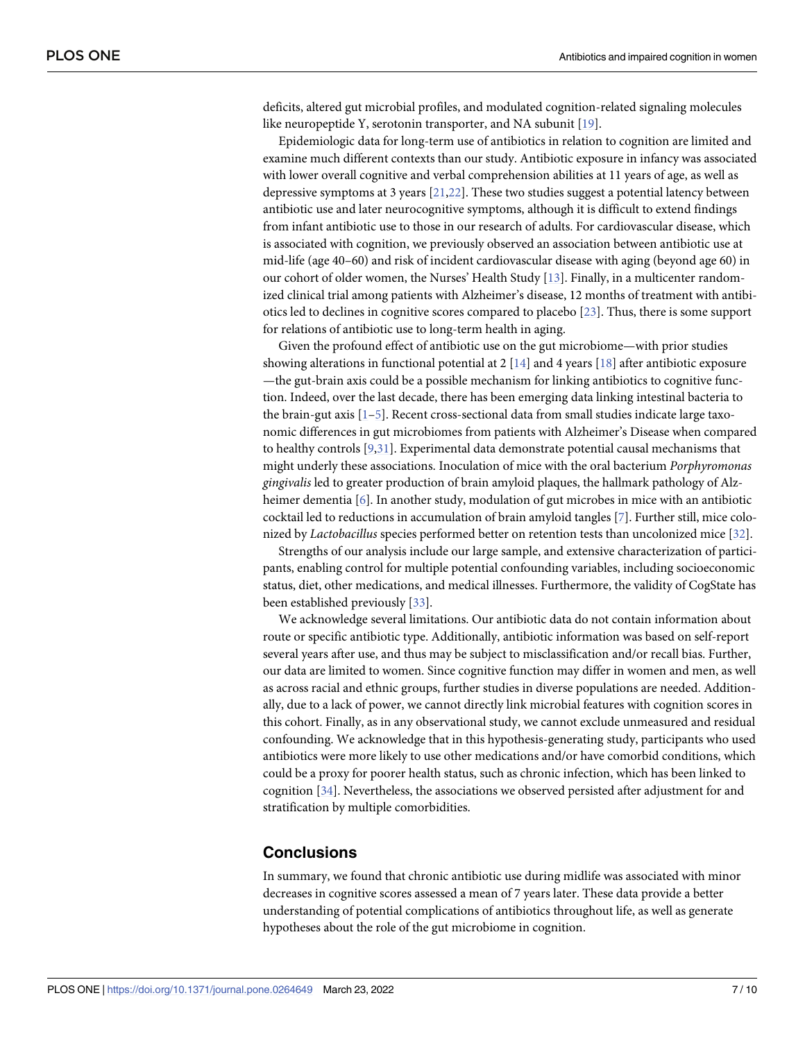deficits, altered gut microbial profiles, and modulated cognition-related signaling molecules like neuropeptide Y, serotonin transporter, and NA subunit [19].

Epidemiologic data for long-term use of antibiotics in relation to cognition are limited and examine much different contexts than our study. Antibiotic exposure in infancy was associated with lower overall cognitive and verbal comprehension abilities at 11 years of age, as well as depressive symptoms at 3 years [21,22]. These two studies suggest a potential latency between antibiotic use and later neurocognitive symptoms, although it is difficult to extend findings from infant antibiotic use to those in our research of adults. For cardiovascular disease, which is associated with cognition, we previously observed an association between antibiotic use at mid-life (age 40–60) and risk of incident cardiovascular disease with aging (beyond age 60) in our cohort of older women, the Nurses' Health Study [13]. Finally, in a multicenter randomized clinical trial among patients with Alzheimer's disease, 12 months of treatment with antibiotics led to declines in cognitive scores compared to placebo [23]. Thus, there is some support for relations of antibiotic use to long-term health in aging.

Given the profound effect of antibiotic use on the gut microbiome—with prior studies showing alterations in functional potential at 2 [14] and 4 years [18] after antibiotic exposure—the gut-brain axis could be a possible mechanism for linking antibiotics to cognitive function. Indeed, over the last decade, there has been emerging data linking intestinal bacteria to the brain-gut axis [1–5]. Recent cross-sectional data from small studies indicate large taxonomic differences in gut microbiomes from patients with Alzheimer's Disease when compared to healthy controls [9,31]. Experimental data demonstrate potential causal mechanisms that might underly these associations. Inoculation of mice with the oral bacterium *Porphyromonas gingivalis* led to greater production of brain amyloid plaques, the hallmark pathology of Alzheimer dementia [6]. In another study, modulation of gut microbes in mice with an antibiotic cocktail led to reductions in accumulation of brain amyloid tangles [7]. Further still, mice colonized by *Lactobacillus* species performed better on retention tests than uncolonized mice [32].

Strengths of our analysis include our large sample, and extensive characterization of participants, enabling control for multiple potential confounding variables, including socioeconomic status, diet, other medications, and medical illnesses. Furthermore, the validity of CogState has been established previously [33].

We acknowledge several limitations. Our antibiotic data do not contain information about route or specific antibiotic type. Additionally, antibiotic information was based on self-report several years after use, and thus may be subject to misclassification and/or recall bias. Further, our data are limited to women. Since cognitive function may differ in women and men, as well as across racial and ethnic groups, further studies in diverse populations are needed. Additionally, due to a lack of power, we cannot directly link microbial features with cognition scores in this cohort. Finally, as in any observational study, we cannot exclude unmeasured and residual confounding. We acknowledge that in this hypothesis-generating study, participants who used antibiotics were more likely to use other medications and/or have comorbid conditions, which could be a proxy for poorer health status, such as chronic infection, which has been linked to cognition [34]. Nevertheless, the associations we observed persisted after adjustment for and stratification by multiple comorbidities.

## Conclusions

In summary, we found that chronic antibiotic use during midlife was associated with minor decreases in cognitive scores assessed a mean of 7 years later. These data provide a better understanding of potential complications of antibiotics throughout life, as well as generate hypotheses about the role of the gut microbiome in cognition.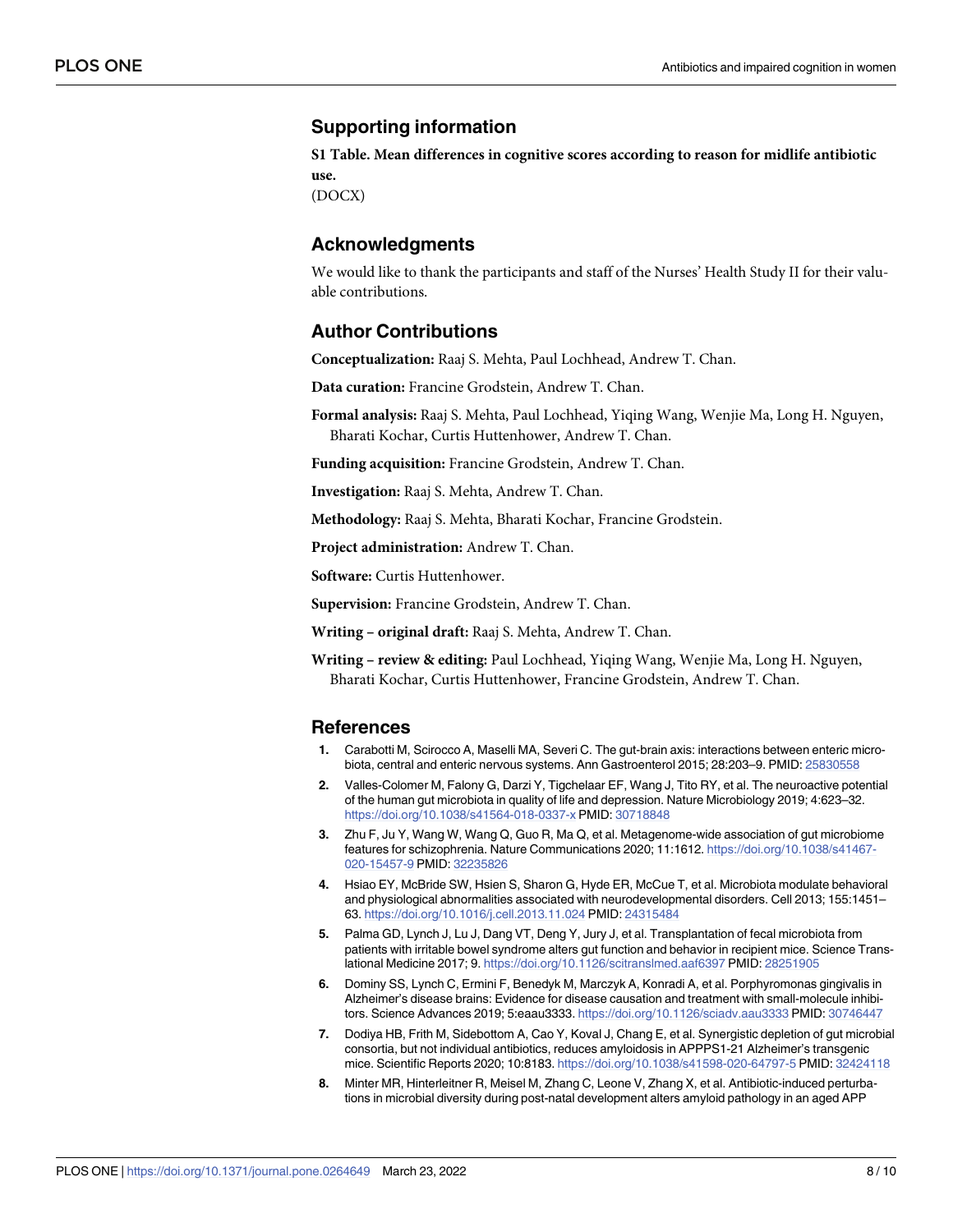## Supporting information

**S1 Table. Mean differences in cognitive scores according to reason for midlife antibiotic use.**
(DOCX)

## Acknowledgments

We would like to thank the participants and staff of the Nurses' Health Study II for their valuable contributions.

## Author Contributions

**Conceptualization:** Raaj S. Mehta, Paul Lochhead, Andrew T. Chan.

**Data curation:** Francine Grodstein, Andrew T. Chan.

**Formal analysis:** Raaj S. Mehta, Paul Lochhead, Yiqing Wang, Wenjie Ma, Long H. Nguyen, Bharati Kochar, Curtis Huttenhower, Andrew T. Chan.

**Funding acquisition:** Francine Grodstein, Andrew T. Chan.

**Investigation:** Raaj S. Mehta, Andrew T. Chan.

**Methodology:** Raaj S. Mehta, Bharati Kochar, Francine Grodstein.

**Project administration:** Andrew T. Chan.

**Software:** Curtis Huttenhower.

**Supervision:** Francine Grodstein, Andrew T. Chan.

**Writing – original draft:** Raaj S. Mehta, Andrew T. Chan.

**Writing – review & editing:** Paul Lochhead, Yiqing Wang, Wenjie Ma, Long H. Nguyen, Bharati Kochar, Curtis Huttenhower, Francine Grodstein, Andrew T. Chan.

## References

1. Carabotti M, Scirocco A, Maselli MA, Severi C. The gut-brain axis: interactions between enteric microbiota, central and enteric nervous systems. Ann Gastroenterol 2015; 28:203–9. PMID: 25830558
2. Valles-Colomer M, Falony G, Darzi Y, Tigchelaar EF, Wang J, Tito RY, et al. The neuroactive potential of the human gut microbiota in quality of life and depression. Nature Microbiology 2019; 4:623–32. https://doi.org/10.1038/s41564-018-0337-x PMID: 30718848
3. Zhu F, Ju Y, Wang W, Wang Q, Guo R, Ma Q, et al. Metagenome-wide association of gut microbiome features for schizophrenia. Nature Communications 2020; 11:1612. https://doi.org/10.1038/s41467-020-15457-9 PMID: 32235826
4. Hsiao EY, McBride SW, Hsien S, Sharon G, Hyde ER, McCue T, et al. Microbiota modulate behavioral and physiological abnormalities associated with neurodevelopmental disorders. Cell 2013; 155:1451–63. https://doi.org/10.1016/j.cell.2013.11.024 PMID: 24315484
5. Palma GD, Lynch J, Lu J, Dang VT, Deng Y, Jury J, et al. Transplantation of fecal microbiota from patients with irritable bowel syndrome alters gut function and behavior in recipient mice. Science Translational Medicine 2017; 9. https://doi.org/10.1126/scitranslmed.aaf6397 PMID: 28251905
6. Dominy SS, Lynch C, Ermini F, Benedyk M, Marczyk A, Konradi A, et al. Porphyromonas gingivalis in Alzheimer's disease brains: Evidence for disease causation and treatment with small-molecule inhibitors. Science Advances 2019; 5:eaau3333. https://doi.org/10.1126/sciadv.aau3333 PMID: 30746447
7. Dodiya HB, Frith M, Sidebottom A, Cao Y, Koval J, Chang E, et al. Synergistic depletion of gut microbial consortia, but not individual antibiotics, reduces amyloidosis in APPPS1-21 Alzheimer's transgenic mice. Scientific Reports 2020; 10:8183. https://doi.org/10.1038/s41598-020-64797-5 PMID: 32424118
8. Minter MR, Hinterleitner R, Meisel M, Zhang C, Leone V, Zhang X, et al. Antibiotic-induced perturbations in microbial diversity during post-natal development alters amyloid pathology in an aged APP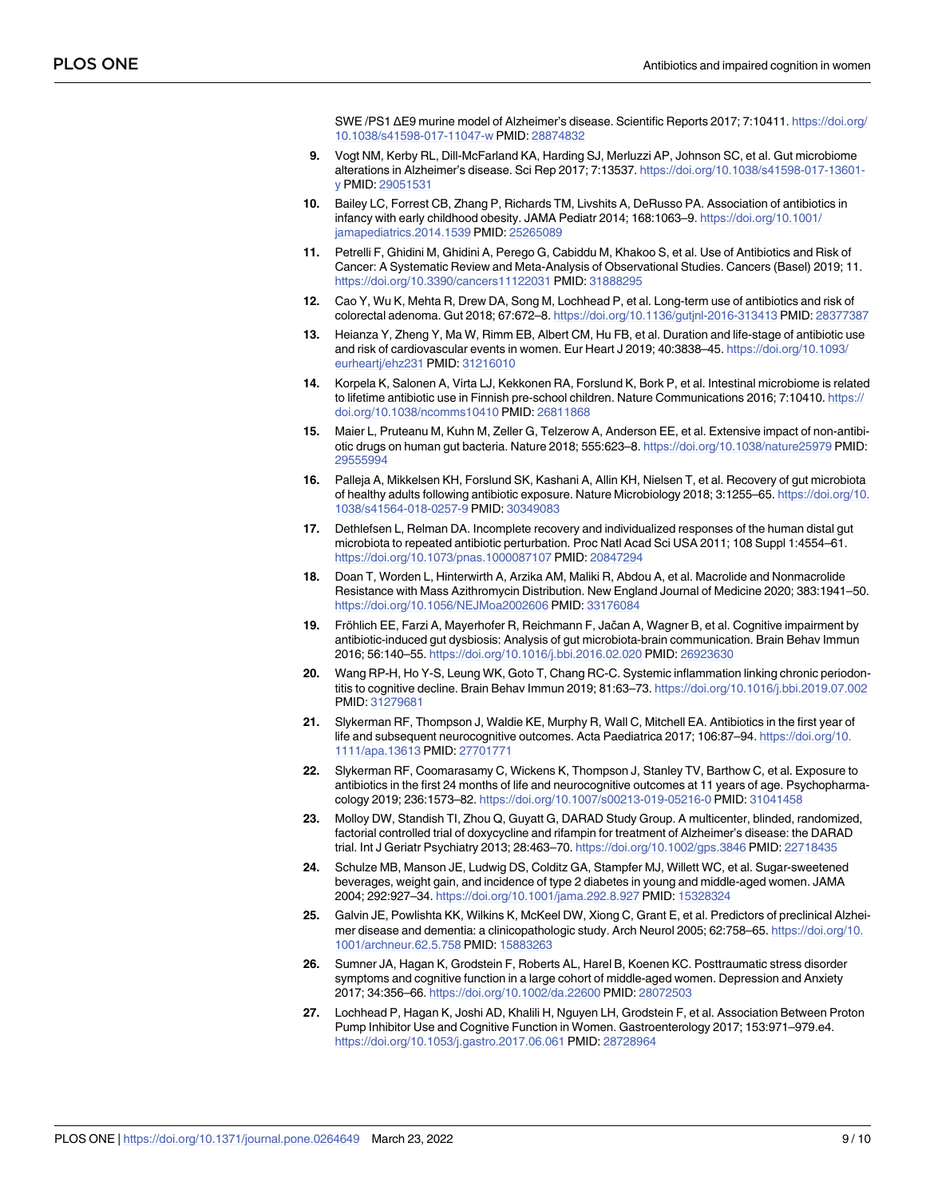SWE /PS1 ΔE9 murine model of Alzheimer's disease. Scientific Reports 2017; 7:10411. https://doi.org/10.1038/s41598-017-11047-w PMID: 28874832

9. Vogt NM, Kerby RL, Dill-McFarland KA, Harding SJ, Merluzzi AP, Johnson SC, et al. Gut microbiome alterations in Alzheimer's disease. Sci Rep 2017; 7:13537. https://doi.org/10.1038/s41598-017-13601-y PMID: 29051531
10. Bailey LC, Forrest CB, Zhang P, Richards TM, Livshits A, DeRusso PA. Association of antibiotics in infancy with early childhood obesity. JAMA Pediatr 2014; 168:1063–9. https://doi.org/10.1001/jamapediatrics.2014.1539 PMID: 25265089
11. Petrelli F, Ghidini M, Ghidini A, Perego G, Cabiddu M, Khakoo S, et al. Use of Antibiotics and Risk of Cancer: A Systematic Review and Meta-Analysis of Observational Studies. Cancers (Basel) 2019; 11. https://doi.org/10.3390/cancers11122031 PMID: 31888295
12. Cao Y, Wu K, Mehta R, Drew DA, Song M, Lochhead P, et al. Long-term use of antibiotics and risk of colorectal adenoma. Gut 2018; 67:672–8. https://doi.org/10.1136/gutjnl-2016-313413 PMID: 28377387
13. Heianza Y, Zheng Y, Ma W, Rimm EB, Albert CM, Hu FB, et al. Duration and life-stage of antibiotic use and risk of cardiovascular events in women. Eur Heart J 2019; 40:3838–45. https://doi.org/10.1093/eurheartj/ehz231 PMID: 31216010
14. Korpela K, Salonen A, Virta LJ, Kekkonen RA, Forslund K, Bork P, et al. Intestinal microbiome is related to lifetime antibiotic use in Finnish pre-school children. Nature Communications 2016; 7:10410. https://doi.org/10.1038/ncomms10410 PMID: 26811868
15. Maier L, Pruteanu M, Kuhn M, Zeller G, Telzerow A, Anderson EE, et al. Extensive impact of non-antibiotic drugs on human gut bacteria. Nature 2018; 555:623–8. https://doi.org/10.1038/nature25979 PMID: 29555994
16. Palleja A, Mikkelsen KH, Forslund SK, Kashani A, Allin KH, Nielsen T, et al. Recovery of gut microbiota of healthy adults following antibiotic exposure. Nature Microbiology 2018; 3:1255–65. https://doi.org/10.1038/s41564-018-0257-9 PMID: 30349083
17. Dethlefsen L, Relman DA. Incomplete recovery and individualized responses of the human distal gut microbiota to repeated antibiotic perturbation. Proc Natl Acad Sci USA 2011; 108 Suppl 1:4554–61. https://doi.org/10.1073/pnas.1000087107 PMID: 20847294
18. Doan T, Worden L, Hinterwirth A, Arzika AM, Maliki R, Abdou A, et al. Macrolide and Nonmacrolide Resistance with Mass Azithromycin Distribution. New England Journal of Medicine 2020; 383:1941–50. https://doi.org/10.1056/NEJMoa2002606 PMID: 33176084
19. Fröhlich EE, Farzi A, Mayerhofer R, Reichmann F, Jačan A, Wagner B, et al. Cognitive impairment by antibiotic-induced gut dysbiosis: Analysis of gut microbiota-brain communication. Brain Behav Immun 2016; 56:140–55. https://doi.org/10.1016/j.bbi.2016.02.020 PMID: 26923630
20. Wang RP-H, Ho Y-S, Leung WK, Goto T, Chang RC-C. Systemic inflammation linking chronic periodontitis to cognitive decline. Brain Behav Immun 2019; 81:63–73. https://doi.org/10.1016/j.bbi.2019.07.002 PMID: 31279681
21. Slykerman RF, Thompson J, Waldie KE, Murphy R, Wall C, Mitchell EA. Antibiotics in the first year of life and subsequent neurocognitive outcomes. Acta Paediatrica 2017; 106:87–94. https://doi.org/10.1111/apa.13613 PMID: 27701771
22. Slykerman RF, Coomarasamy C, Wickens K, Thompson J, Stanley TV, Barthow C, et al. Exposure to antibiotics in the first 24 months of life and neurocognitive outcomes at 11 years of age. Psychopharmacology 2019; 236:1573–82. https://doi.org/10.1007/s00213-019-05216-0 PMID: 31041458
23. Molloy DW, Standish TI, Zhou Q, Guyatt G, DARAD Study Group. A multicenter, blinded, randomized, factorial controlled trial of doxycycline and rifampin for treatment of Alzheimer's disease: the DARAD trial. Int J Geriatr Psychiatry 2013; 28:463–70. https://doi.org/10.1002/gps.3846 PMID: 22718435
24. Schulze MB, Manson JE, Ludwig DS, Colditz GA, Stampfer MJ, Willett WC, et al. Sugar-sweetened beverages, weight gain, and incidence of type 2 diabetes in young and middle-aged women. JAMA 2004; 292:927–34. https://doi.org/10.1001/jama.292.8.927 PMID: 15328324
25. Galvin JE, Powlishta KK, Wilkins K, McKeel DW, Xiong C, Grant E, et al. Predictors of preclinical Alzheimer disease and dementia: a clinicopathologic study. Arch Neurol 2005; 62:758–65. https://doi.org/10.1001/archneur.62.5.758 PMID: 15883263
26. Sumner JA, Hagan K, Grodstein F, Roberts AL, Harel B, Koenen KC. Posttraumatic stress disorder symptoms and cognitive function in a large cohort of middle-aged women. Depression and Anxiety 2017; 34:356–66. https://doi.org/10.1002/da.22600 PMID: 28072503
27. Lochhead P, Hagan K, Joshi AD, Khalili H, Nguyen LH, Grodstein F, et al. Association Between Proton Pump Inhibitor Use and Cognitive Function in Women. Gastroenterology 2017; 153:971–979.e4. https://doi.org/10.1053/j.gastro.2017.06.061 PMID: 28728964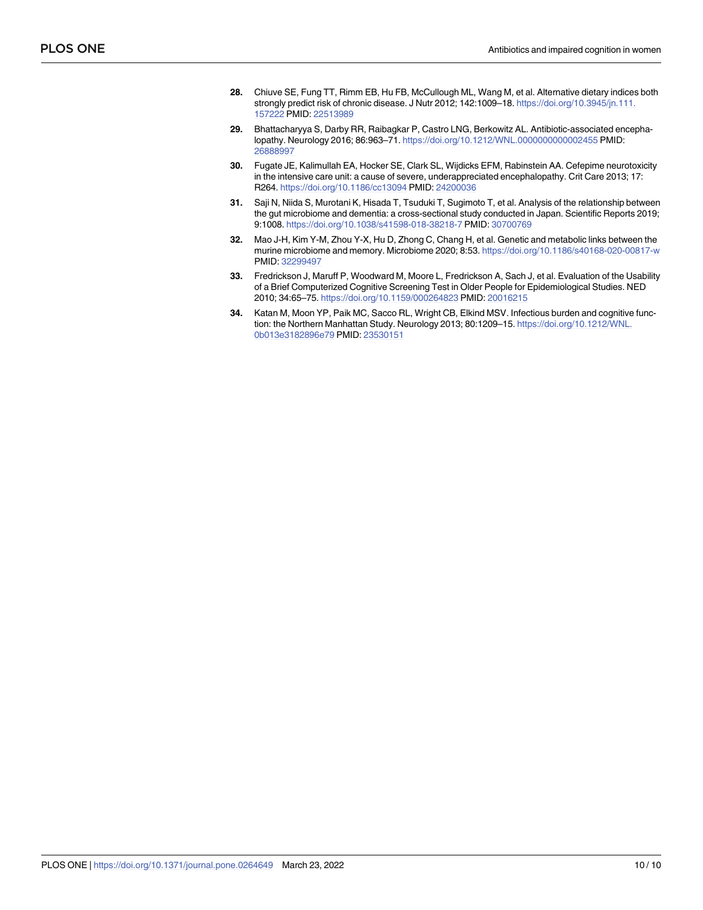28. Chiuve SE, Fung TT, Rimm EB, Hu FB, McCullough ML, Wang M, et al. Alternative dietary indices both strongly predict risk of chronic disease. J Nutr 2012; 142:1009–18. https://doi.org/10.3945/jn.111.157222 PMID: 22513989

29. Bhattacharyya S, Darby RR, Raibagkar P, Castro LNG, Berkowitz AL. Antibiotic-associated encephalopathy. Neurology 2016; 86:963–71. https://doi.org/10.1212/WNL.0000000000002455 PMID: 26888997

30. Fugate JE, Kalimullah EA, Hocker SE, Clark SL, Wijdicks EFM, Rabinstein AA. Cefepime neurotoxicity in the intensive care unit: a cause of severe, underappreciated encephalopathy. Crit Care 2013; 17: R264. https://doi.org/10.1186/cc13094 PMID: 24200036

31. Saji N, Niida S, Murotani K, Hisada T, Tsuduki T, Sugimoto T, et al. Analysis of the relationship between the gut microbiome and dementia: a cross-sectional study conducted in Japan. Scientific Reports 2019; 9:1008. https://doi.org/10.1038/s41598-018-38218-7 PMID: 30700769

32. Mao J-H, Kim Y-M, Zhou Y-X, Hu D, Zhong C, Chang H, et al. Genetic and metabolic links between the murine microbiome and memory. Microbiome 2020; 8:53. https://doi.org/10.1186/s40168-020-00817-w PMID: 32299497

33. Fredrickson J, Maruff P, Woodward M, Moore L, Fredrickson A, Sach J, et al. Evaluation of the Usability of a Brief Computerized Cognitive Screening Test in Older People for Epidemiological Studies. NED 2010; 34:65–75. https://doi.org/10.1159/000264823 PMID: 20016215

34. Katan M, Moon YP, Paik MC, Sacco RL, Wright CB, Elkind MSV. Infectious burden and cognitive function: the Northern Manhattan Study. Neurology 2013; 80:1209–15. https://doi.org/10.1212/WNL.0b013e3182896e79 PMID: 23530151